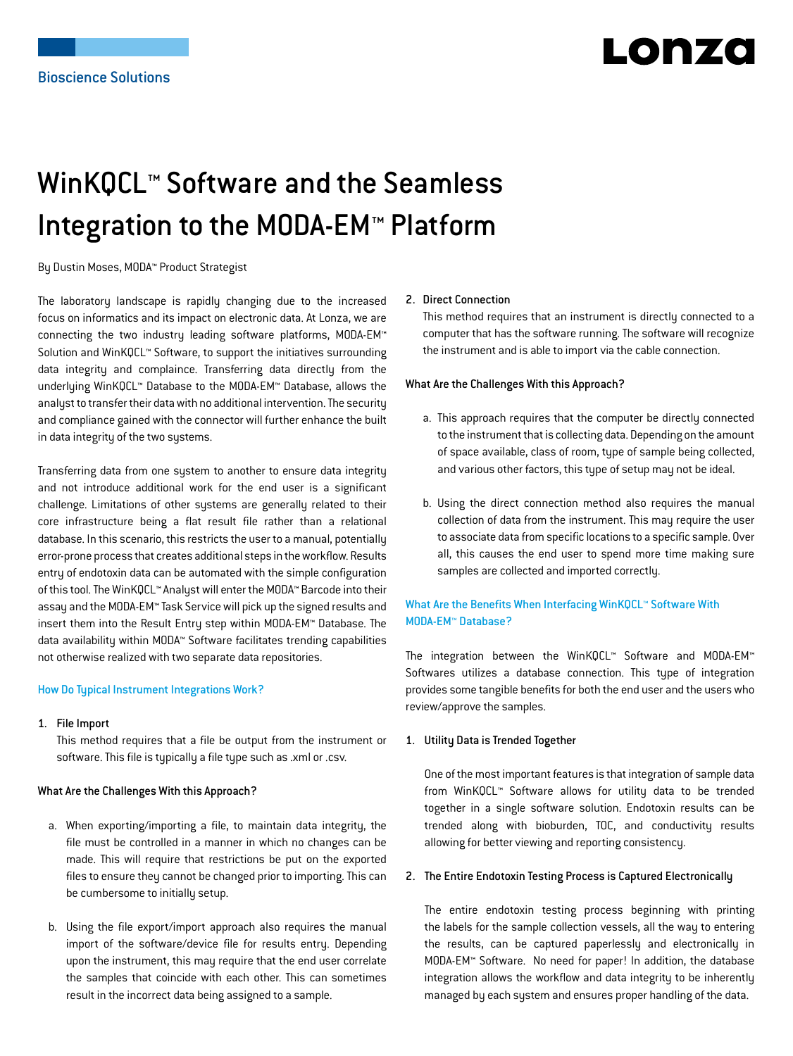Bioscience Solutions

# WinKQCL™ Software and the Seamless Integration to the MODA-EM™ Platform

By Dustin Moses, MODA™ Product Strategist

The laboratory landscape is rapidly changing due to the increased focus on informatics and its impact on electronic data. At Lonza, we are connecting the two industry leading software platforms, MODA-EM™ Solution and WinKQCL™ Software, to support the initiatives surrounding data integrity and complaince. Transferring data directly from the underlying WinKQCL™ Database to the MODA-EM™ Database, allows the analyst to transfer their data with no additional intervention. The security and compliance gained with the connector will further enhance the built in data integrity of the two systems.

Transferring data from one system to another to ensure data integrity and not introduce additional work for the end user is a significant challenge. Limitations of other systems are generally related to their core infrastructure being a flat result file rather than a relational database. In this scenario, this restricts the user to a manual, potentially error-prone process that creates additional steps in the workflow. Results entry of endotoxin data can be automated with the simple configuration of this tool. The WinKQCL™ Analyst will enter the MODA™ Barcode into their assay and the MODA-EM™ Task Service will pick up the signed results and insert them into the Result Entry step within MODA-EM™ Database. The data availability within MODA™ Software facilitates trending capabilities not otherwise realized with two separate data repositories.

## How Do Typical Instrument Integrations Work?

1. **File Import**
   This method requires that a file be output from the instrument or software. This file is typically a file type such as .xml or .csv.

**What Are the Challenges With this Approach?**

a. When exporting/importing a file, to maintain data integrity, the file must be controlled in a manner in which no changes can be made. This will require that restrictions be put on the exported files to ensure they cannot be changed prior to importing. This can be cumbersome to initially setup.

b. Using the file export/import approach also requires the manual import of the software/device file for results entry. Depending upon the instrument, this may require that the end user correlate the samples that coincide with each other. This can sometimes result in the incorrect data being assigned to a sample.

2. **Direct Connection**
   This method requires that an instrument is directly connected to a computer that has the software running. The software will recognize the instrument and is able to import via the cable connection.

**What Are the Challenges With this Approach?**

a. This approach requires that the computer be directly connected to the instrument that is collecting data. Depending on the amount of space available, class of room, type of sample being collected, and various other factors, this type of setup may not be ideal.

b. Using the direct connection method also requires the manual collection of data from the instrument. This may require the user to associate data from specific locations to a specific sample. Over all, this causes the end user to spend more time making sure samples are collected and imported correctly.

## What Are the Benefits When Interfacing WinKQCL™ Software With MODA-EM™ Database?

The integration between the WinKQCL™ Software and MODA-EM™ Softwares utilizes a database connection. This type of integration provides some tangible benefits for both the end user and the users who review/approve the samples.

1. **Utility Data is Trended Together**

   One of the most important features is that integration of sample data from WinKQCL™ Software allows for utility data to be trended together in a single software solution. Endotoxin results can be trended along with bioburden, TOC, and conductivity results allowing for better viewing and reporting consistency.

2. **The Entire Endotoxin Testing Process is Captured Electronically**

   The entire endotoxin testing process beginning with printing the labels for the sample collection vessels, all the way to entering the results, can be captured paperlessly and electronically in MODA-EM™ Software. No need for paper! In addition, the database integration allows the workflow and data integrity to be inherently managed by each system and ensures proper handling of the data.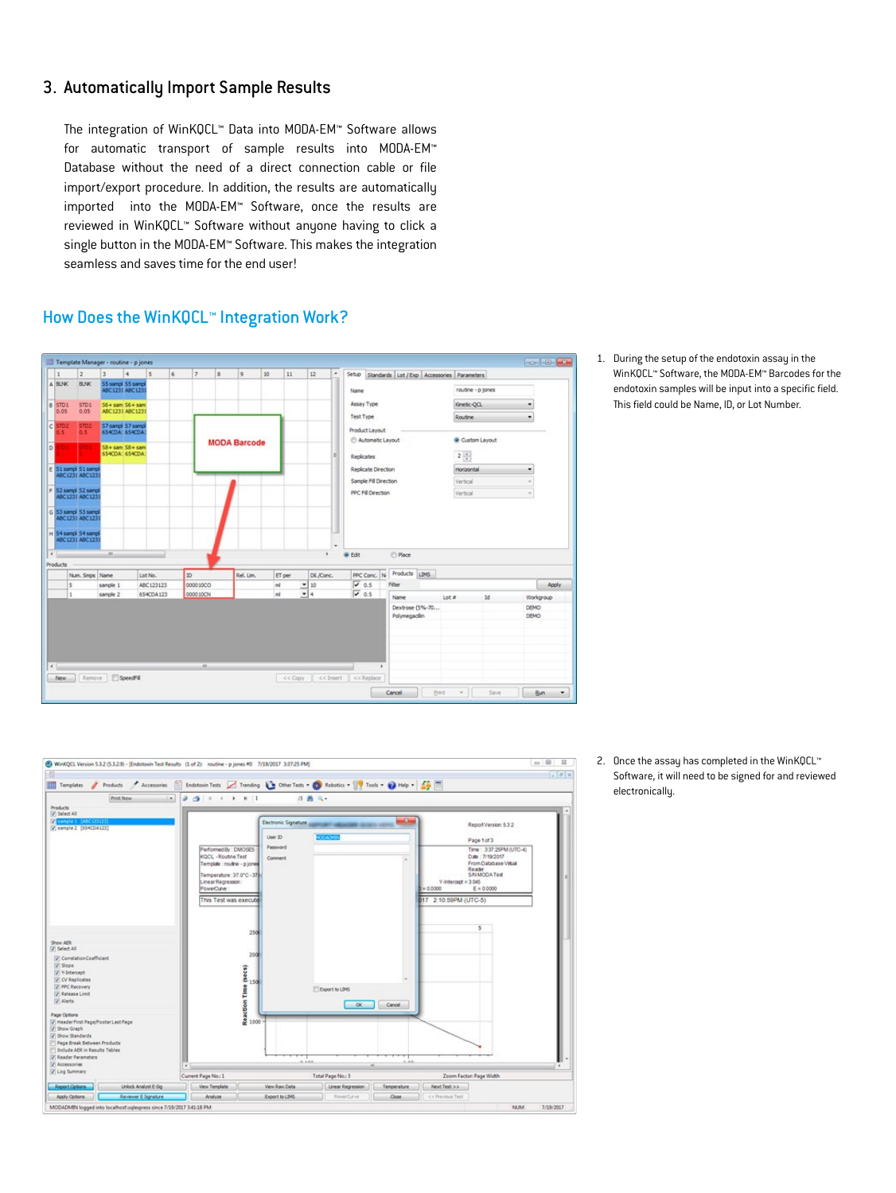## 3. Automatically Import Sample Results

The integration of WinKQCL™ Data into MODA-EM™ Software allows for automatic transport of sample results into MODA-EM™ Database without the need of a direct connection cable or file import/export procedure. In addition, the results are automatically imported into the MODA-EM™ Software, once the results are reviewed in WinKQCL™ Software without anyone having to click a single button in the MODA-EM™ Software. This makes the integration seamless and saves time for the end user!

## How Does the WinKQCL™ Integration Work?

1. During the setup of the endotoxin assay in the WinKQCL™ Software, the MODA-EM™ Barcodes for the endotoxin samples will be input into a specific field. This field could be Name, ID, or Lot Number.

2. Once the assay has completed in the WinKQCL™ Software, it will need to be signed for and reviewed electronically.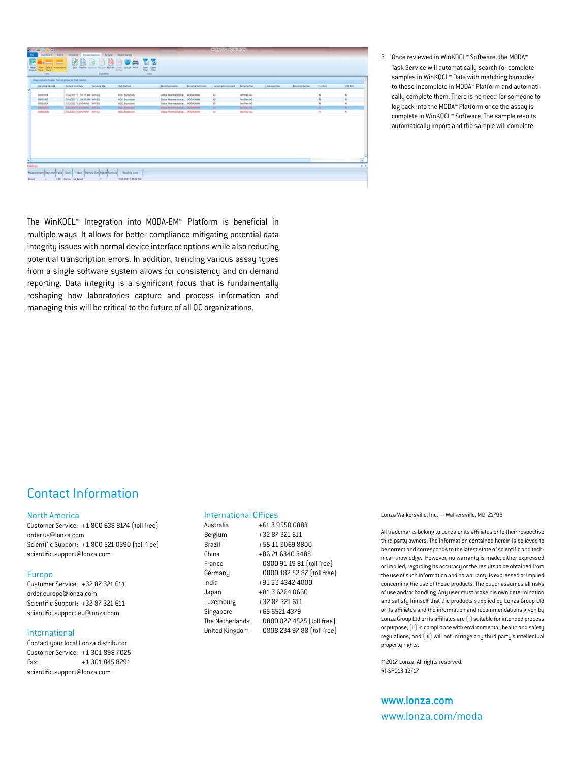3. Once reviewed in WinKQCL™ Software, the MODA™ Task Service will automatically search for complete samples in WinKQCL™ Data with matching barcodes to those incomplete in MODA™ Platform and automatically complete them. There is no need for someone to log back into the MODA™ Platform once the assay is complete in WinKQCL™ Software. The sample results automatically import and the sample will complete.

The WinKQCL™ Integration into MODA-EM™ Platform is beneficial in multiple ways. It allows for better compliance mitigating potential data integrity issues with normal device interface options while also reducing potential transcription errors. In addition, trending various assay types from a single software system allows for consistency and on demand reporting. Data integrity is a significant focus that is fundamentally reshaping how laboratories capture and process information and managing this will be critical to the future of all QC organizations.

## Contact Information

### North America

Customer Service: +1 800 638 8174 (toll free)
order.us@lonza.com
Scientific Support: +1 800 521 0390 (toll free)
scientific.support@lonza.com

### Europe

Customer Service: +32 87 321 611
order.europe@lonza.com
Scientific Support: +32 87 321 611
scientific.support.eu@lonza.com

### International

Contact your local Lonza distributor
Customer Service: +1 301 898 7025
Fax: +1 301 845 8291
scientific.support@lonza.com

### International Offices

| | |
|---|---|
| Australia | +61 3 9550 0883 |
| Belgium | +32 87 321 611 |
| Brazil | +55 11 2069 8800 |
| China | +86 21 6340 3488 |
| France | 0800 91 19 81 (toll free) |
| Germany | 0800 182 52 87 (toll free) |
| India | +91 22 4342 4000 |
| Japan | +81 3 6264 0660 |
| Luxemburg | +32 87 321 611 |
| Singapore | +65 6521 4379 |
| The Netherlands | 0800 022 4525 (toll free) |
| United Kingdom | 0808 234 97 88 (toll free) |

Lonza Walkersville, Inc. – Walkersville, MD 21793

All trademarks belong to Lonza or its affiliates or to their respective third party owners. The information contained herein is believed to be correct and corresponds to the latest state of scientific and technical knowledge. However, no warranty is made, either expressed or implied, regarding its accuracy or the results to be obtained from the use of such information and no warranty is expressed or implied concerning the use of these products. The buyer assumes all risks of use and/or handling. Any user must make his own determination and satisfy himself that the products supplied by Lonza Group Ltd or its affiliates and the information and recommendations given by Lonza Group Ltd or its affiliates are (i) suitable for intended process or purpose, (ii) in compliance with environmental, health and safety regulations, and (iii) will not infringe any third party's intellectual property rights.

©2017 Lonza. All rights reserved.
RT-SP013 12/17

**www.lonza.com**
www.lonza.com/moda